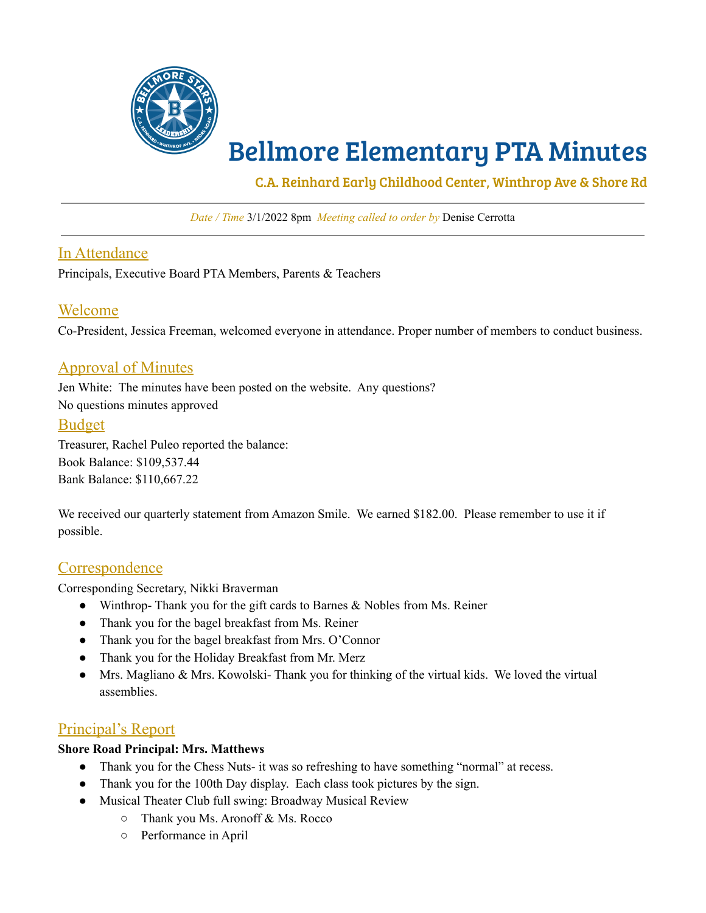# Bellmore Elementary PTA Minutes

**C.A. Reinhard Early Childhood Center, Winthrop Ave & Shore Rd**

*Date / Time* 3/1/2022 8pm *Meeting called to order by* Denise Cerrotta

## In Attendance

Principals, Executive Board PTA Members, Parents & Teachers

## Welcome

Co-President, Jessica Freeman, welcomed everyone in attendance. Proper number of members to conduct business.

## Approval of Minutes

Jen White: The minutes have been posted on the website. Any questions?

No questions minutes approved

## Budget

Treasurer, Rachel Puleo reported the balance:

Book Balance: $109,537.44

Bank Balance: $110,667.22

We received our quarterly statement from Amazon Smile. We earned $182.00. Please remember to use it if possible.

## Correspondence

Corresponding Secretary, Nikki Braverman

- Winthrop- Thank you for the gift cards to Barnes & Nobles from Ms. Reiner
- Thank you for the bagel breakfast from Ms. Reiner
- Thank you for the bagel breakfast from Mrs. O'Connor
- Thank you for the Holiday Breakfast from Mr. Merz
- Mrs. Magliano & Mrs. Kowolski- Thank you for thinking of the virtual kids. We loved the virtual assemblies.

## Principal's Report

**Shore Road Principal: Mrs. Matthews**

- Thank you for the Chess Nuts- it was so refreshing to have something "normal" at recess.
- Thank you for the 100th Day display. Each class took pictures by the sign.
- Musical Theater Club full swing: Broadway Musical Review
  - Thank you Ms. Aronoff & Ms. Rocco
  - Performance in April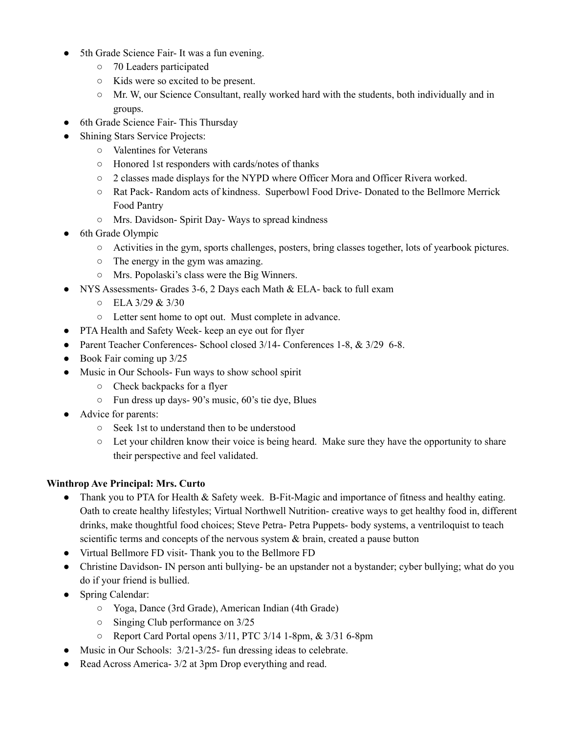- 5th Grade Science Fair- It was a fun evening.
  - 70 Leaders participated
  - Kids were so excited to be present.
  - Mr. W, our Science Consultant, really worked hard with the students, both individually and in groups.
- 6th Grade Science Fair- This Thursday
- Shining Stars Service Projects:
  - Valentines for Veterans
  - Honored 1st responders with cards/notes of thanks
  - 2 classes made displays for the NYPD where Officer Mora and Officer Rivera worked.
  - Rat Pack- Random acts of kindness. Superbowl Food Drive- Donated to the Bellmore Merrick Food Pantry
  - Mrs. Davidson- Spirit Day- Ways to spread kindness
- 6th Grade Olympic
  - Activities in the gym, sports challenges, posters, bring classes together, lots of yearbook pictures.
  - The energy in the gym was amazing.
  - Mrs. Popolaski's class were the Big Winners.
- NYS Assessments- Grades 3-6, 2 Days each Math & ELA- back to full exam
  - ELA 3/29 & 3/30
  - Letter sent home to opt out. Must complete in advance.
- PTA Health and Safety Week- keep an eye out for flyer
- Parent Teacher Conferences- School closed 3/14- Conferences 1-8, & 3/29 6-8.
- Book Fair coming up 3/25
- Music in Our Schools- Fun ways to show school spirit
  - Check backpacks for a flyer
  - Fun dress up days- 90's music, 60's tie dye, Blues
- Advice for parents:
  - Seek 1st to understand then to be understood
  - Let your children know their voice is being heard. Make sure they have the opportunity to share their perspective and feel validated.

**Winthrop Ave Principal: Mrs. Curto**

- Thank you to PTA for Health & Safety week. B-Fit-Magic and importance of fitness and healthy eating. Oath to create healthy lifestyles; Virtual Northwell Nutrition- creative ways to get healthy food in, different drinks, make thoughtful food choices; Steve Petra- Petra Puppets- body systems, a ventriloquist to teach scientific terms and concepts of the nervous system & brain, created a pause button
- Virtual Bellmore FD visit- Thank you to the Bellmore FD
- Christine Davidson- IN person anti bullying- be an upstander not a bystander; cyber bullying; what do you do if your friend is bullied.
- Spring Calendar:
  - Yoga, Dance (3rd Grade), American Indian (4th Grade)
  - Singing Club performance on 3/25
  - Report Card Portal opens 3/11, PTC 3/14 1-8pm, & 3/31 6-8pm
- Music in Our Schools: 3/21-3/25- fun dressing ideas to celebrate.
- Read Across America- 3/2 at 3pm Drop everything and read.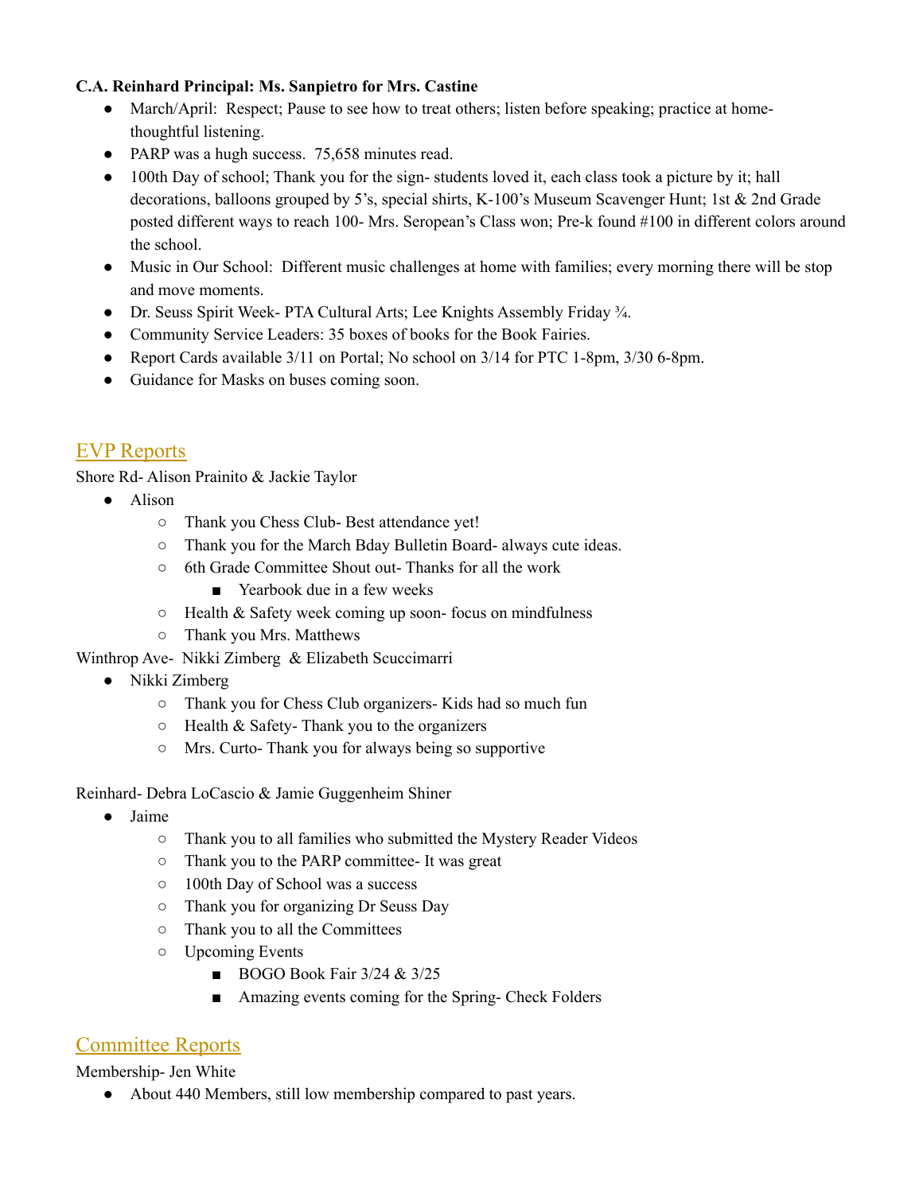**C.A. Reinhard Principal: Ms. Sanpietro for Mrs. Castine**

- March/April: Respect; Pause to see how to treat others; listen before speaking; practice at home- thoughtful listening.
- PARP was a hugh success. 75,658 minutes read.
- 100th Day of school; Thank you for the sign- students loved it, each class took a picture by it; hall decorations, balloons grouped by 5's, special shirts, K-100's Museum Scavenger Hunt; 1st & 2nd Grade posted different ways to reach 100- Mrs. Seropean's Class won; Pre-k found #100 in different colors around the school.
- Music in Our School: Different music challenges at home with families; every morning there will be stop and move moments.
- Dr. Seuss Spirit Week- PTA Cultural Arts; Lee Knights Assembly Friday ¾.
- Community Service Leaders: 35 boxes of books for the Book Fairies.
- Report Cards available 3/11 on Portal; No school on 3/14 for PTC 1-8pm, 3/30 6-8pm.
- Guidance for Masks on buses coming soon.

## EVP Reports

Shore Rd- Alison Prainito & Jackie Taylor

- Alison
  - Thank you Chess Club- Best attendance yet!
  - Thank you for the March Bday Bulletin Board- always cute ideas.
  - 6th Grade Committee Shout out- Thanks for all the work
    - Yearbook due in a few weeks
  - Health & Safety week coming up soon- focus on mindfulness
  - Thank you Mrs. Matthews

Winthrop Ave- Nikki Zimberg & Elizabeth Scuccimarri

- Nikki Zimberg
  - Thank you for Chess Club organizers- Kids had so much fun
  - Health & Safety- Thank you to the organizers
  - Mrs. Curto- Thank you for always being so supportive

Reinhard- Debra LoCascio & Jamie Guggenheim Shiner

- Jaime
  - Thank you to all families who submitted the Mystery Reader Videos
  - Thank you to the PARP committee- It was great
  - 100th Day of School was a success
  - Thank you for organizing Dr Seuss Day
  - Thank you to all the Committees
  - Upcoming Events
    - BOGO Book Fair 3/24 & 3/25
    - Amazing events coming for the Spring- Check Folders

## Committee Reports

Membership- Jen White

- About 440 Members, still low membership compared to past years.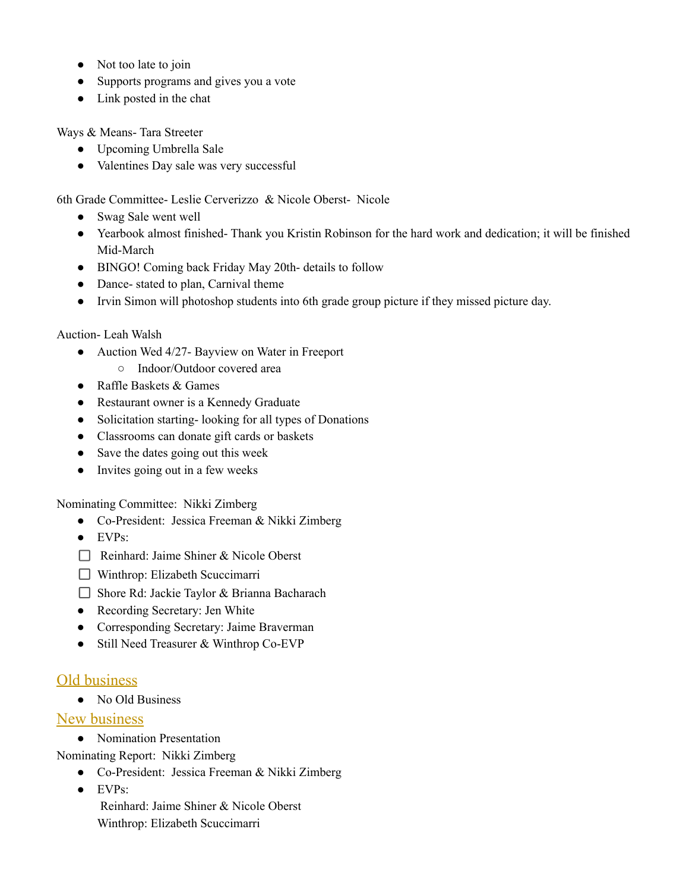- Not too late to join
- Supports programs and gives you a vote
- Link posted in the chat

Ways & Means- Tara Streeter

- Upcoming Umbrella Sale
- Valentines Day sale was very successful

6th Grade Committee- Leslie Cerverizzo & Nicole Oberst- Nicole

- Swag Sale went well
- Yearbook almost finished- Thank you Kristin Robinson for the hard work and dedication; it will be finished Mid-March
- BINGO! Coming back Friday May 20th- details to follow
- Dance- stated to plan, Carnival theme
- Irvin Simon will photoshop students into 6th grade group picture if they missed picture day.

Auction- Leah Walsh

- Auction Wed 4/27- Bayview on Water in Freeport
  - Indoor/Outdoor covered area
- Raffle Baskets & Games
- Restaurant owner is a Kennedy Graduate
- Solicitation starting- looking for all types of Donations
- Classrooms can donate gift cards or baskets
- Save the dates going out this week
- Invites going out in a few weeks

Nominating Committee: Nikki Zimberg

- Co-President: Jessica Freeman & Nikki Zimberg
- EVPs:
- [ ] Reinhard: Jaime Shiner & Nicole Oberst
- [ ] Winthrop: Elizabeth Scuccimarri
- [ ] Shore Rd: Jackie Taylor & Brianna Bacharach
- Recording Secretary: Jen White
- Corresponding Secretary: Jaime Braverman
- Still Need Treasurer & Winthrop Co-EVP

## Old business

- No Old Business

## New business

- Nomination Presentation

Nominating Report: Nikki Zimberg

- Co-President: Jessica Freeman & Nikki Zimberg
- EVPs:

  Reinhard: Jaime Shiner & Nicole Oberst

  Winthrop: Elizabeth Scuccimarri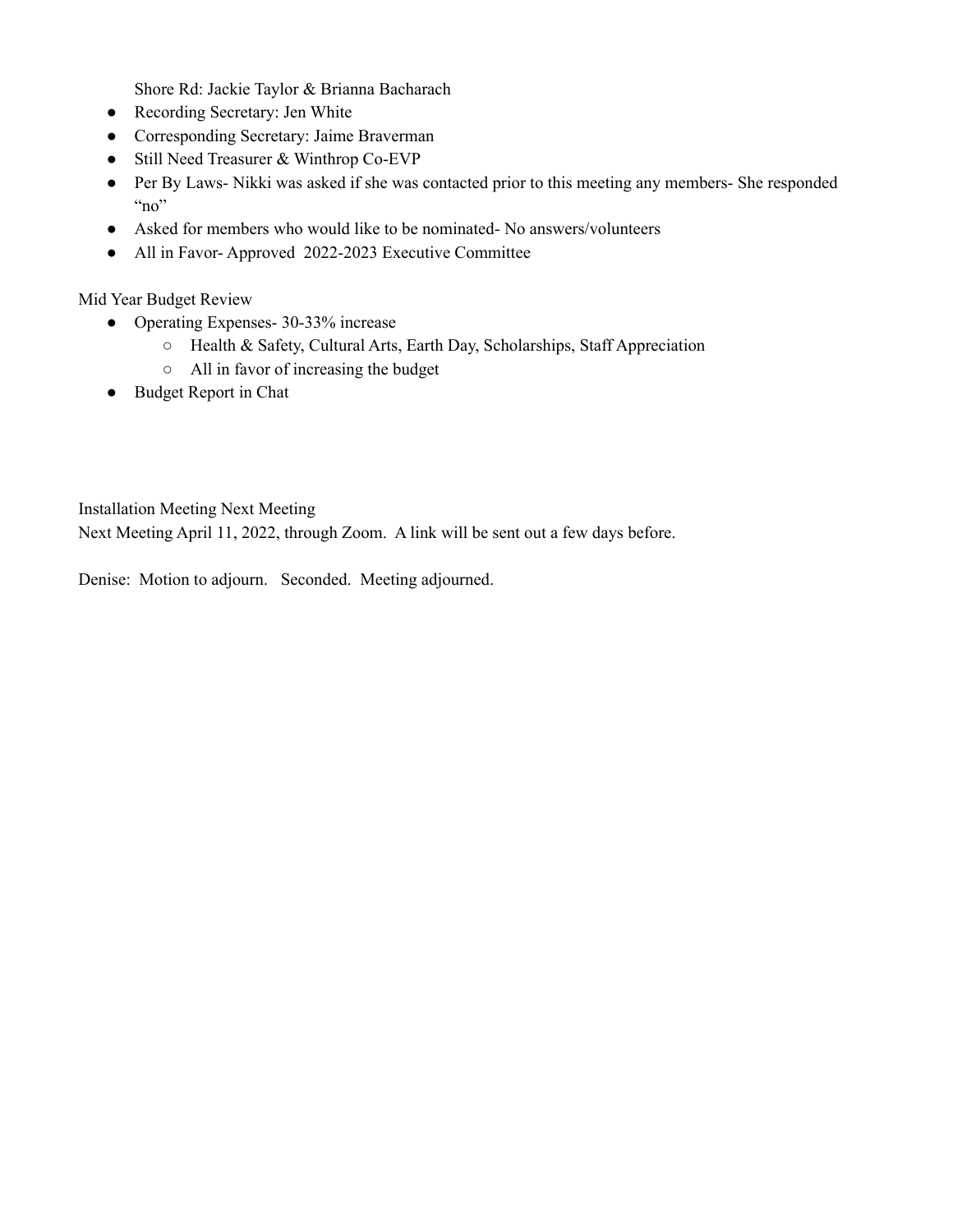Shore Rd: Jackie Taylor & Brianna Bacharach

- Recording Secretary: Jen White
- Corresponding Secretary: Jaime Braverman
- Still Need Treasurer & Winthrop Co-EVP
- Per By Laws- Nikki was asked if she was contacted prior to this meeting any members- She responded "no"
- Asked for members who would like to be nominated- No answers/volunteers
- All in Favor- Approved 2022-2023 Executive Committee

Mid Year Budget Review

- Operating Expenses- 30-33% increase
  - Health & Safety, Cultural Arts, Earth Day, Scholarships, Staff Appreciation
  - All in favor of increasing the budget
- Budget Report in Chat

Installation Meeting Next Meeting

Next Meeting April 11, 2022, through Zoom. A link will be sent out a few days before.

Denise: Motion to adjourn. Seconded. Meeting adjourned.